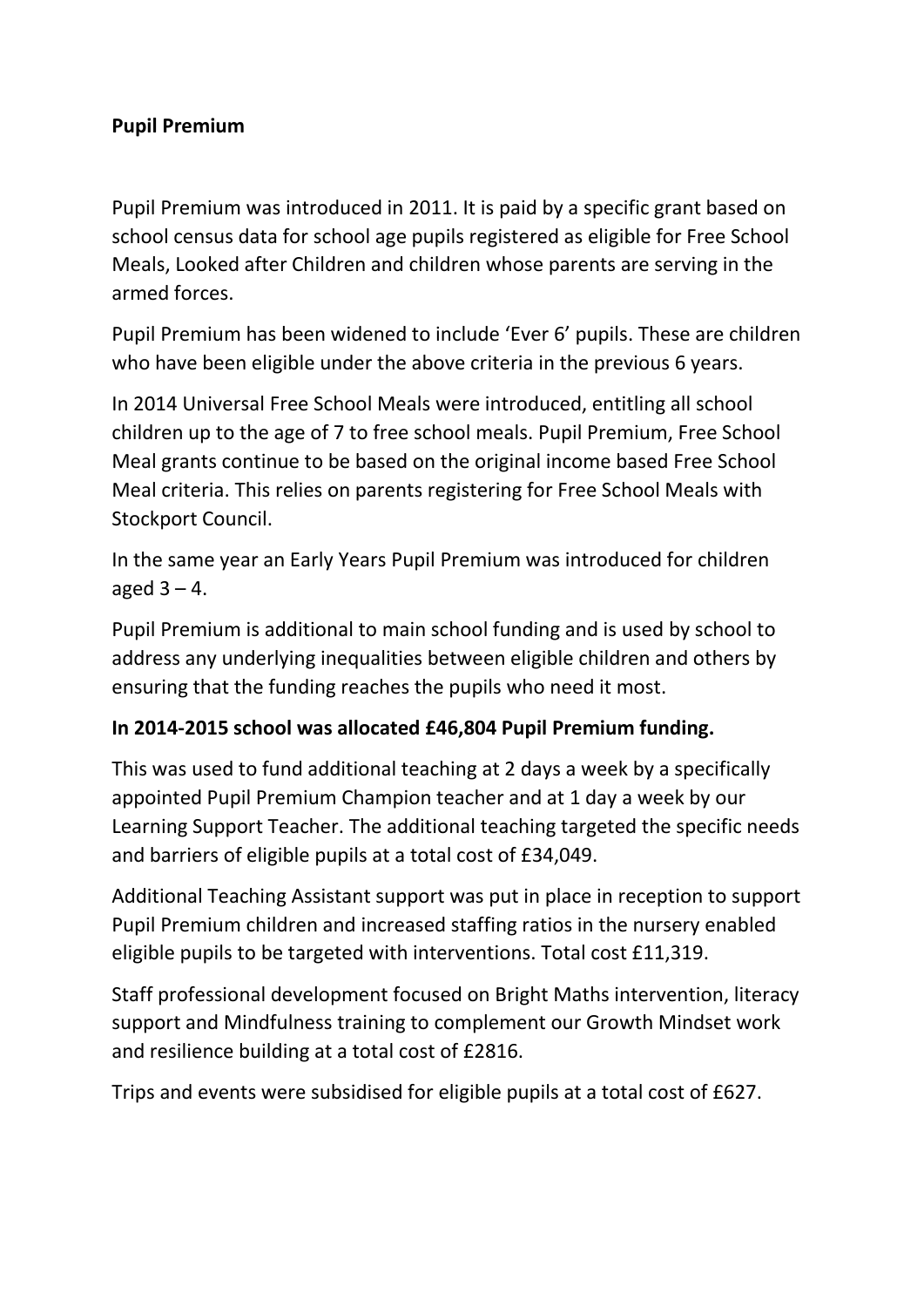**Pupil Premium**

Pupil Premium was introduced in 2011. It is paid by a specific grant based on school census data for school age pupils registered as eligible for Free School Meals, Looked after Children and children whose parents are serving in the armed forces.

Pupil Premium has been widened to include 'Ever 6' pupils. These are children who have been eligible under the above criteria in the previous 6 years.

In 2014 Universal Free School Meals were introduced, entitling all school children up to the age of 7 to free school meals. Pupil Premium, Free School Meal grants continue to be based on the original income based Free School Meal criteria. This relies on parents registering for Free School Meals with Stockport Council.

In the same year an Early Years Pupil Premium was introduced for children aged 3 – 4.

Pupil Premium is additional to main school funding and is used by school to address any underlying inequalities between eligible children and others by ensuring that the funding reaches the pupils who need it most.

**In 2014-2015 school was allocated £46,804 Pupil Premium funding.**

This was used to fund additional teaching at 2 days a week by a specifically appointed Pupil Premium Champion teacher and at 1 day a week by our Learning Support Teacher. The additional teaching targeted the specific needs and barriers of eligible pupils at a total cost of £34,049.

Additional Teaching Assistant support was put in place in reception to support Pupil Premium children and increased staffing ratios in the nursery enabled eligible pupils to be targeted with interventions. Total cost £11,319.

Staff professional development focused on Bright Maths intervention, literacy support and Mindfulness training to complement our Growth Mindset work and resilience building at a total cost of £2816.

Trips and events were subsidised for eligible pupils at a total cost of £627.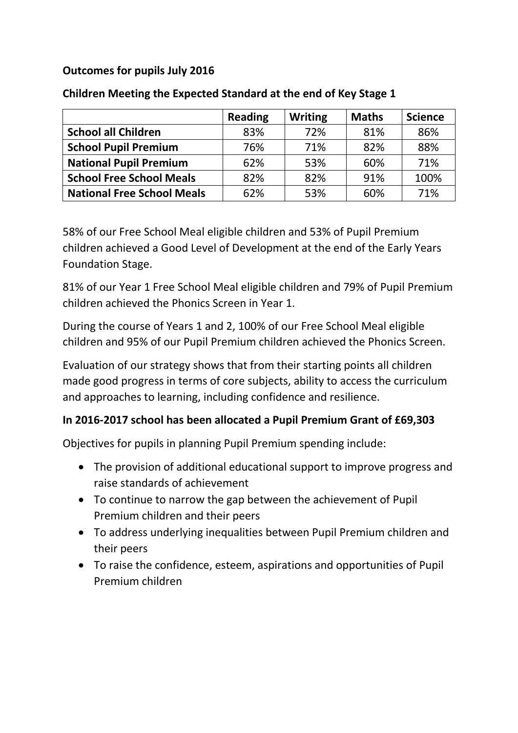**Outcomes for pupils July 2016**

**Children Meeting the Expected Standard at the end of Key Stage 1**

| | Reading | Writing | Maths | Science |
|---|---|---|---|---|
| **School all Children** | 83% | 72% | 81% | 86% |
| **School Pupil Premium** | 76% | 71% | 82% | 88% |
| **National Pupil Premium** | 62% | 53% | 60% | 71% |
| **School Free School Meals** | 82% | 82% | 91% | 100% |
| **National Free School Meals** | 62% | 53% | 60% | 71% |

58% of our Free School Meal eligible children and 53% of Pupil Premium children achieved a Good Level of Development at the end of the Early Years Foundation Stage.

81% of our Year 1 Free School Meal eligible children and 79% of Pupil Premium children achieved the Phonics Screen in Year 1.

During the course of Years 1 and 2, 100% of our Free School Meal eligible children and 95% of our Pupil Premium children achieved the Phonics Screen.

Evaluation of our strategy shows that from their starting points all children made good progress in terms of core subjects, ability to access the curriculum and approaches to learning, including confidence and resilience.

**In 2016-2017 school has been allocated a Pupil Premium Grant of £69,303**

Objectives for pupils in planning Pupil Premium spending include:

- The provision of additional educational support to improve progress and raise standards of achievement
- To continue to narrow the gap between the achievement of Pupil Premium children and their peers
- To address underlying inequalities between Pupil Premium children and their peers
- To raise the confidence, esteem, aspirations and opportunities of Pupil Premium children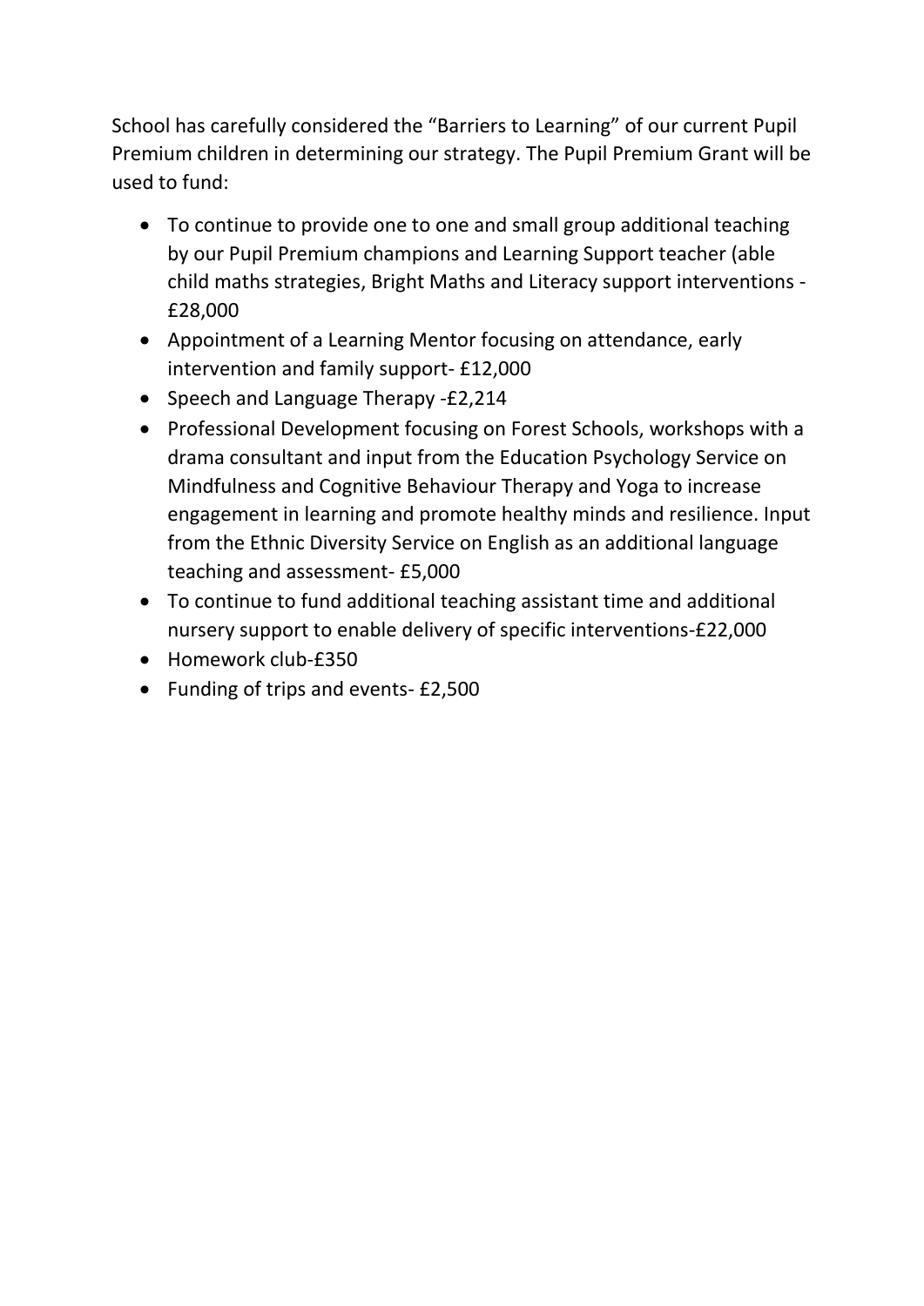School has carefully considered the “Barriers to Learning” of our current Pupil Premium children in determining our strategy. The Pupil Premium Grant will be used to fund:

- To continue to provide one to one and small group additional teaching by our Pupil Premium champions and Learning Support teacher (able child maths strategies, Bright Maths and Literacy support interventions - £28,000
- Appointment of a Learning Mentor focusing on attendance, early intervention and family support- £12,000
- Speech and Language Therapy -£2,214
- Professional Development focusing on Forest Schools, workshops with a drama consultant and input from the Education Psychology Service on Mindfulness and Cognitive Behaviour Therapy and Yoga to increase engagement in learning and promote healthy minds and resilience. Input from the Ethnic Diversity Service on English as an additional language teaching and assessment- £5,000
- To continue to fund additional teaching assistant time and additional nursery support to enable delivery of specific interventions-£22,000
- Homework club-£350
- Funding of trips and events- £2,500